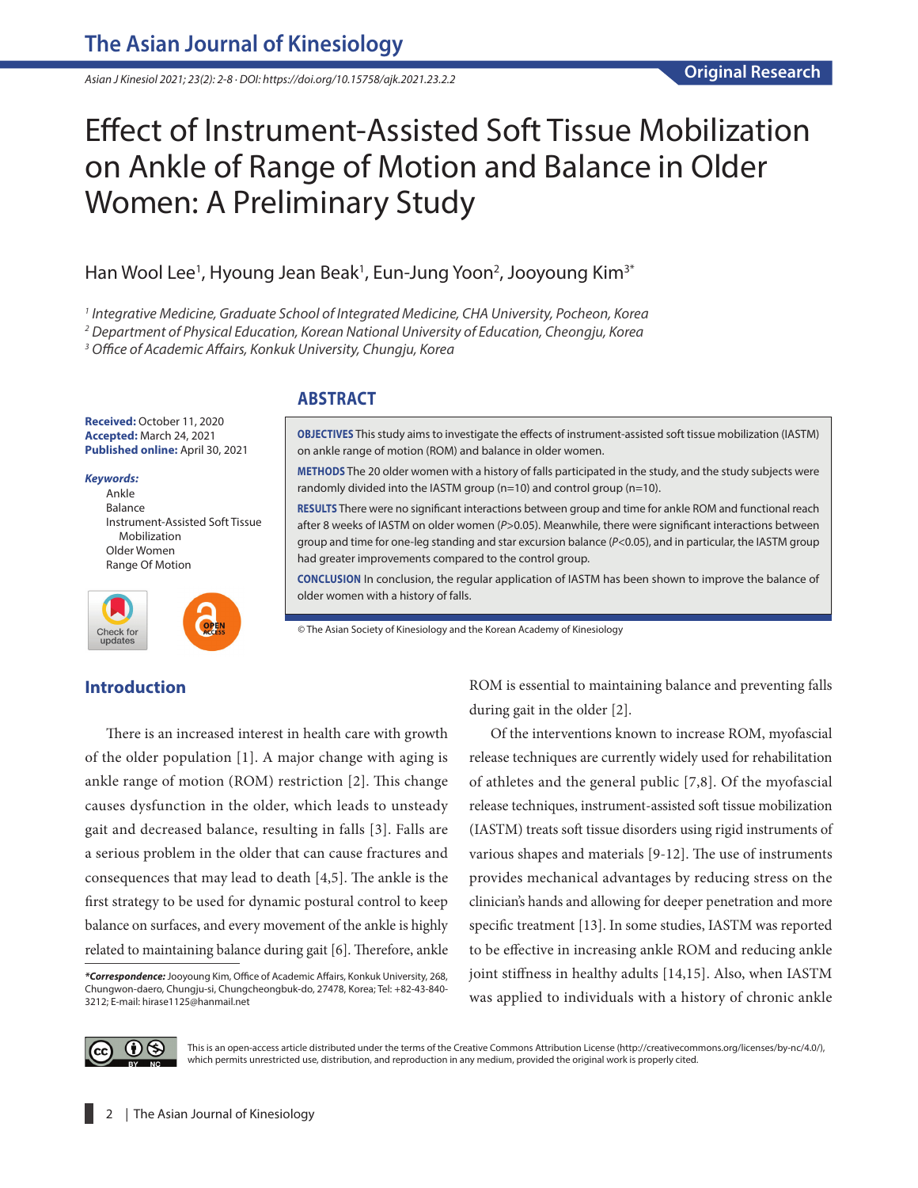# Effect of Instrument-Assisted Soft Tissue Mobilization on Ankle of Range of Motion and Balance in Older Women: A Preliminary Study

Han Wool Lee[1], Hyoung Jean Beak[1], Eun-Jung Yoon[2], Jooyoung Kim[3*]

[1] *Integrative Medicine, Graduate School of Integrated Medicine, CHA University, Pocheon, Korea*
[2] *Department of Physical Education, Korean National University of Education, Cheongju, Korea*
[3] *Office of Academic Affairs, Konkuk University, Chungju, Korea*

**Received:** October 11, 2020
**Accepted:** March 24, 2021
**Published online:** April 30, 2021

***Keywords:***
Ankle
Balance
Instrument-Assisted Soft Tissue Mobilization
Older Women
Range Of Motion

## ABSTRACT

**OBJECTIVES** This study aims to investigate the effects of instrument-assisted soft tissue mobilization (IASTM) on ankle range of motion (ROM) and balance in older women.

**METHODS** The 20 older women with a history of falls participated in the study, and the study subjects were randomly divided into the IASTM group (n=10) and control group (n=10).

**RESULTS** There were no significant interactions between group and time for ankle ROM and functional reach after 8 weeks of IASTM on older women ($P$>0.05). Meanwhile, there were significant interactions between group and time for one-leg standing and star excursion balance ($P$<0.05), and in particular, the IASTM group had greater improvements compared to the control group.

**CONCLUSION** In conclusion, the regular application of IASTM has been shown to improve the balance of older women with a history of falls.

© The Asian Society of Kinesiology and the Korean Academy of Kinesiology

## Introduction

There is an increased interest in health care with growth of the older population [1]. A major change with aging is ankle range of motion (ROM) restriction [2]. This change causes dysfunction in the older, which leads to unsteady gait and decreased balance, resulting in falls [3]. Falls are a serious problem in the older that can cause fractures and consequences that may lead to death [4,5]. The ankle is the first strategy to be used for dynamic postural control to keep balance on surfaces, and every movement of the ankle is highly related to maintaining balance during gait [6]. Therefore, ankle ROM is essential to maintaining balance and preventing falls during gait in the older [2].

Of the interventions known to increase ROM, myofascial release techniques are currently widely used for rehabilitation of athletes and the general public [7,8]. Of the myofascial release techniques, instrument-assisted soft tissue mobilization (IASTM) treats soft tissue disorders using rigid instruments of various shapes and materials [9-12]. The use of instruments provides mechanical advantages by reducing stress on the clinician's hands and allowing for deeper penetration and more specific treatment [13]. In some studies, IASTM was reported to be effective in increasing ankle ROM and reducing ankle joint stiffness in healthy adults [14,15]. Also, when IASTM was applied to individuals with a history of chronic ankle

***Correspondence:** Jooyoung Kim, Office of Academic Affairs, Konkuk University, 268, Chungwon-daero, Chungju-si, Chungcheongbuk-do, 27478, Korea; Tel: +82-43-840-3212; E-mail: hirase1125@hanmail.net

This is an open-access article distributed under the terms of the Creative Commons Attribution License (http://creativecommons.org/licenses/by-nc/4.0/), which permits unrestricted use, distribution, and reproduction in any medium, provided the original work is properly cited.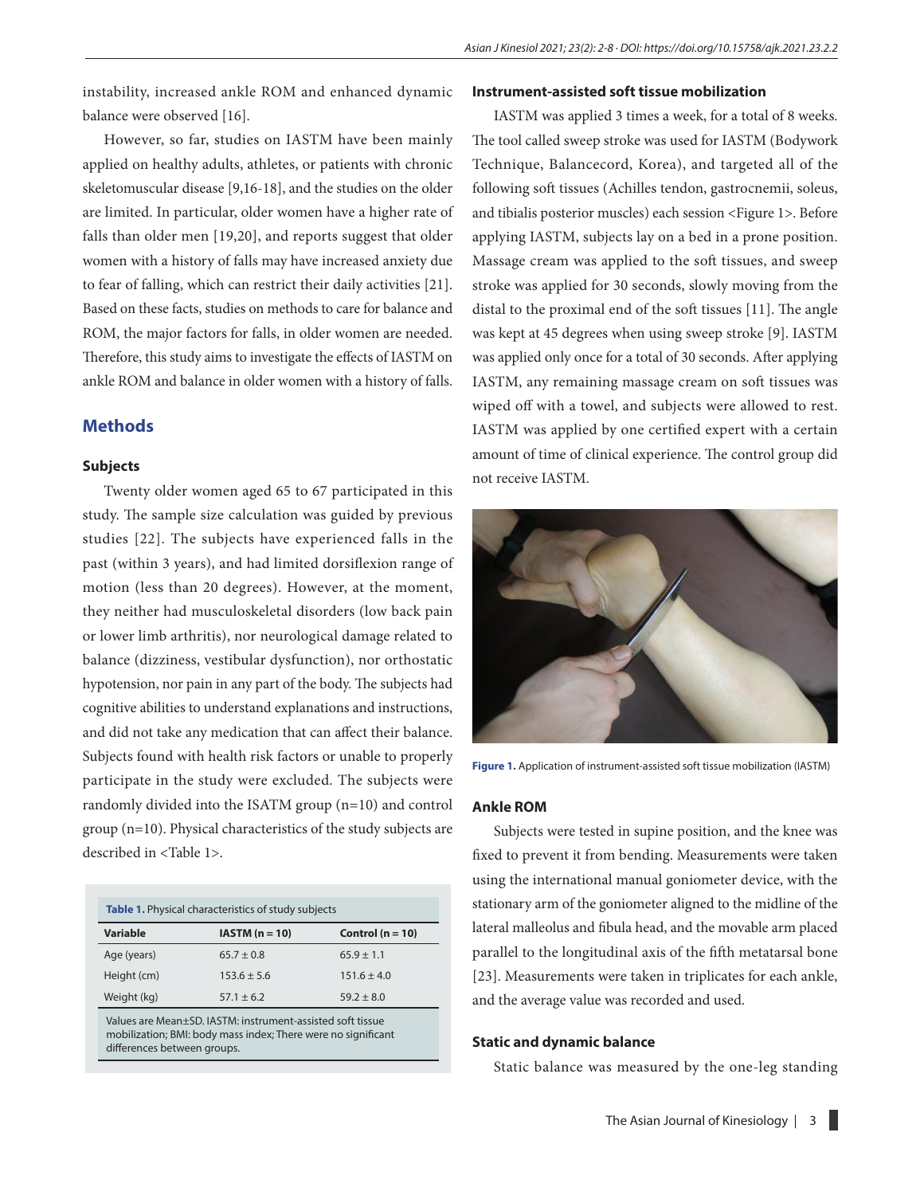instability, increased ankle ROM and enhanced dynamic balance were observed [16].

However, so far, studies on IASTM have been mainly applied on healthy adults, athletes, or patients with chronic skeletomuscular disease [9,16-18], and the studies on the older are limited. In particular, older women have a higher rate of falls than older men [19,20], and reports suggest that older women with a history of falls may have increased anxiety due to fear of falling, which can restrict their daily activities [21]. Based on these facts, studies on methods to care for balance and ROM, the major factors for falls, in older women are needed. Therefore, this study aims to investigate the effects of IASTM on ankle ROM and balance in older women with a history of falls.

## Methods

### Subjects

Twenty older women aged 65 to 67 participated in this study. The sample size calculation was guided by previous studies [22]. The subjects have experienced falls in the past (within 3 years), and had limited dorsiflexion range of motion (less than 20 degrees). However, at the moment, they neither had musculoskeletal disorders (low back pain or lower limb arthritis), nor neurological damage related to balance (dizziness, vestibular dysfunction), nor orthostatic hypotension, nor pain in any part of the body. The subjects had cognitive abilities to understand explanations and instructions, and did not take any medication that can affect their balance. Subjects found with health risk factors or unable to properly participate in the study were excluded. The subjects were randomly divided into the ISATM group (n=10) and control group (n=10). Physical characteristics of the study subjects are described in <Table 1>.

**Table 1.** Physical characteristics of study subjects

| Variable | IASTM (n = 10) | Control (n = 10) |
|---|---|---|
| Age (years) | 65.7 ± 0.8 | 65.9 ± 1.1 |
| Height (cm) | 153.6 ± 5.6 | 151.6 ± 4.0 |
| Weight (kg) | 57.1 ± 6.2 | 59.2 ± 8.0 |

Values are Mean±SD. IASTM: instrument-assisted soft tissue mobilization; BMI: body mass index; There were no significant differences between groups.

### Instrument-assisted soft tissue mobilization

IASTM was applied 3 times a week, for a total of 8 weeks. The tool called sweep stroke was used for IASTM (Bodywork Technique, Balancecord, Korea), and targeted all of the following soft tissues (Achilles tendon, gastrocnemii, soleus, and tibialis posterior muscles) each session <Figure 1>. Before applying IASTM, subjects lay on a bed in a prone position. Massage cream was applied to the soft tissues, and sweep stroke was applied for 30 seconds, slowly moving from the distal to the proximal end of the soft tissues [11]. The angle was kept at 45 degrees when using sweep stroke [9]. IASTM was applied only once for a total of 30 seconds. After applying IASTM, any remaining massage cream on soft tissues was wiped off with a towel, and subjects were allowed to rest. IASTM was applied by one certified expert with a certain amount of time of clinical experience. The control group did not receive IASTM.

**Figure 1.** Application of instrument-assisted soft tissue mobilization (IASTM)

### Ankle ROM

Subjects were tested in supine position, and the knee was fixed to prevent it from bending. Measurements were taken using the international manual goniometer device, with the stationary arm of the goniometer aligned to the midline of the lateral malleolus and fibula head, and the movable arm placed parallel to the longitudinal axis of the fifth metatarsal bone [23]. Measurements were taken in triplicates for each ankle, and the average value was recorded and used.

### Static and dynamic balance

Static balance was measured by the one-leg standing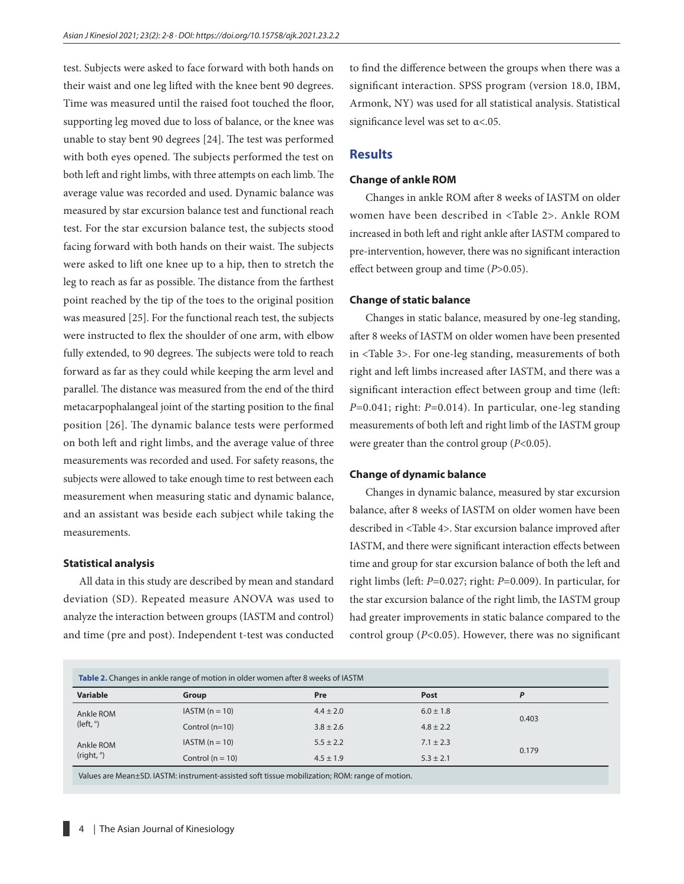test. Subjects were asked to face forward with both hands on their waist and one leg lifted with the knee bent 90 degrees. Time was measured until the raised foot touched the floor, supporting leg moved due to loss of balance, or the knee was unable to stay bent 90 degrees [24]. The test was performed with both eyes opened. The subjects performed the test on both left and right limbs, with three attempts on each limb. The average value was recorded and used. Dynamic balance was measured by star excursion balance test and functional reach test. For the star excursion balance test, the subjects stood facing forward with both hands on their waist. The subjects were asked to lift one knee up to a hip, then to stretch the leg to reach as far as possible. The distance from the farthest point reached by the tip of the toes to the original position was measured [25]. For the functional reach test, the subjects were instructed to flex the shoulder of one arm, with elbow fully extended, to 90 degrees. The subjects were told to reach forward as far as they could while keeping the arm level and parallel. The distance was measured from the end of the third metacarpophalangeal joint of the starting position to the final position [26]. The dynamic balance tests were performed on both left and right limbs, and the average value of three measurements was recorded and used. For safety reasons, the subjects were allowed to take enough time to rest between each measurement when measuring static and dynamic balance, and an assistant was beside each subject while taking the measurements.

### Statistical analysis

All data in this study are described by mean and standard deviation (SD). Repeated measure ANOVA was used to analyze the interaction between groups (IASTM and control) and time (pre and post). Independent t-test was conducted to find the difference between the groups when there was a significant interaction. SPSS program (version 18.0, IBM, Armonk, NY) was used for all statistical analysis. Statistical significance level was set to $\alpha<.05$.

## Results

### Change of ankle ROM

Changes in ankle ROM after 8 weeks of IASTM on older women have been described in <Table 2>. Ankle ROM increased in both left and right ankle after IASTM compared to pre-intervention, however, there was no significant interaction effect between group and time ($P>0.05$).

### Change of static balance

Changes in static balance, measured by one-leg standing, after 8 weeks of IASTM on older women have been presented in <Table 3>. For one-leg standing, measurements of both right and left limbs increased after IASTM, and there was a significant interaction effect between group and time (left: $P=0.041$; right: $P=0.014$). In particular, one-leg standing measurements of both left and right limb of the IASTM group were greater than the control group ($P<0.05$).

### Change of dynamic balance

Changes in dynamic balance, measured by star excursion balance, after 8 weeks of IASTM on older women have been described in <Table 4>. Star excursion balance improved after IASTM, and there were significant interaction effects between time and group for star excursion balance of both the left and right limbs (left: $P=0.027$; right: $P=0.009$). In particular, for the star excursion balance of the right limb, the IASTM group had greater improvements in static balance compared to the control group ($P<0.05$). However, there was no significant

**Table 2.** Changes in ankle range of motion in older women after 8 weeks of IASTM

| Variable | Group | Pre | Post | *P* |
|---|---|---|---|---|
| Ankle ROM (left, °) | IASTM (n = 10) | 4.4 ± 2.0 | 6.0 ± 1.8 | 0.403 |
| | Control (n=10) | 3.8 ± 2.6 | 4.8 ± 2.2 | |
| Ankle ROM (right, °) | IASTM (n = 10) | 5.5 ± 2.2 | 7.1 ± 2.3 | 0.179 |
| | Control (n = 10) | 4.5 ± 1.9 | 5.3 ± 2.1 | |

Values are Mean±SD. IASTM: instrument-assisted soft tissue mobilization; ROM: range of motion.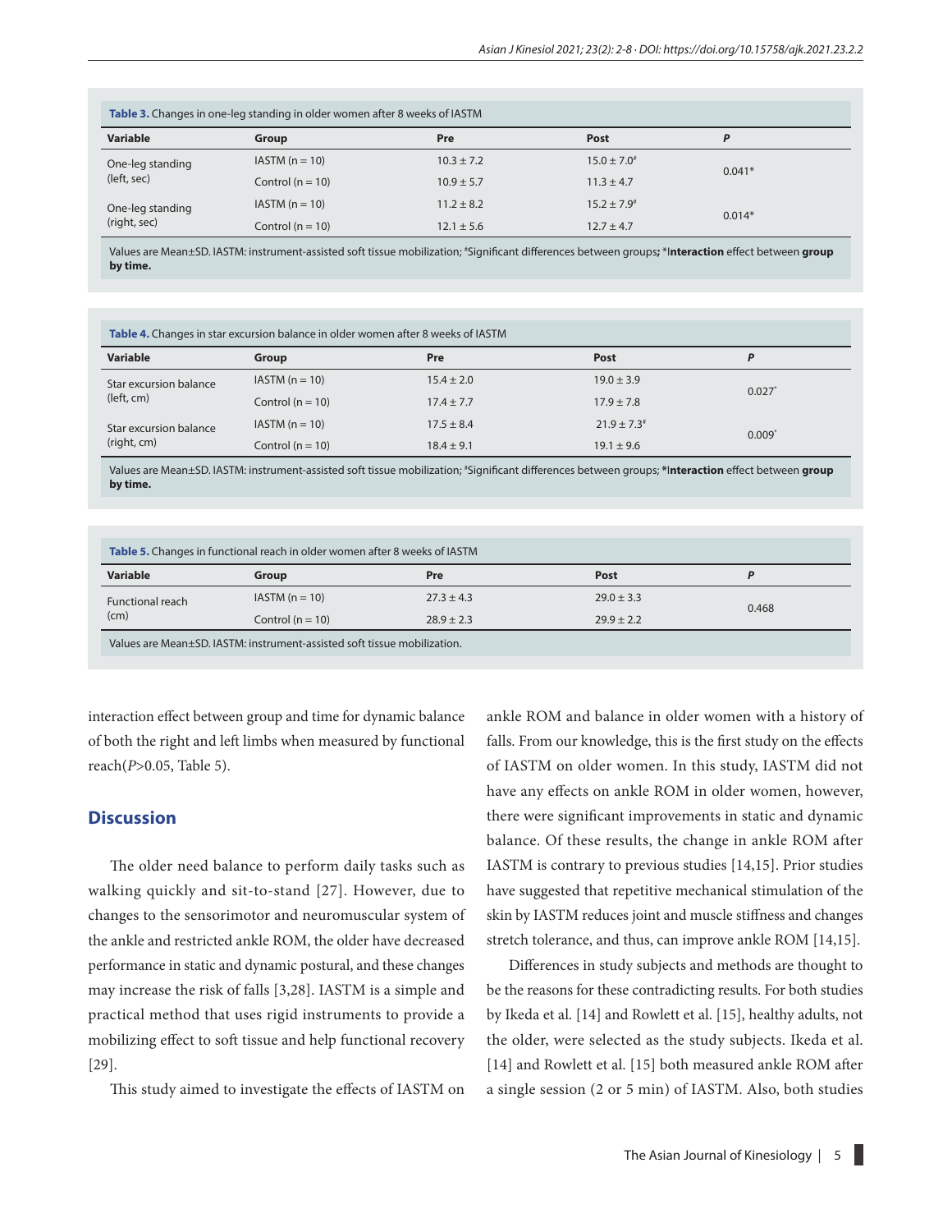**Table 3.** Changes in one-leg standing in older women after 8 weeks of IASTM

| Variable | Group | Pre | Post | *P* |
|---|---|---|---|---|
| One-leg standing (left, sec) | IASTM (n = 10) | 10.3 ± 7.2 | 15.0 ± 7.0[#] | 0.041* |
| | Control (n = 10) | 10.9 ± 5.7 | 11.3 ± 4.7 | |
| One-leg standing (right, sec) | IASTM (n = 10) | 11.2 ± 8.2 | 15.2 ± 7.9[#] | 0.014* |
| | Control (n = 10) | 12.1 ± 5.6 | 12.7 ± 4.7 | |

Values are Mean±SD. IASTM: instrument-assisted soft tissue mobilization; [#]Significant differences between groups; *Interaction effect between group by time.

**Table 4.** Changes in star excursion balance in older women after 8 weeks of IASTM

| Variable | Group | Pre | Post | *P* |
|---|---|---|---|---|
| Star excursion balance (left, cm) | IASTM (n = 10) | 15.4 ± 2.0 | 19.0 ± 3.9 | 0.027* |
| | Control (n = 10) | 17.4 ± 7.7 | 17.9 ± 7.8 | |
| Star excursion balance (right, cm) | IASTM (n = 10) | 17.5 ± 8.4 | 21.9 ± 7.3[#] | 0.009* |
| | Control (n = 10) | 18.4 ± 9.1 | 19.1 ± 9.6 | |

Values are Mean±SD. IASTM: instrument-assisted soft tissue mobilization; [#]Significant differences between groups; *Interaction effect between group by time.

**Table 5.** Changes in functional reach in older women after 8 weeks of IASTM

| Variable | Group | Pre | Post | *P* |
|---|---|---|---|---|
| Functional reach (cm) | IASTM (n = 10) | 27.3 ± 4.3 | 29.0 ± 3.3 | 0.468 |
| | Control (n = 10) | 28.9 ± 2.3 | 29.9 ± 2.2 | |

Values are Mean±SD. IASTM: instrument-assisted soft tissue mobilization.

interaction effect between group and time for dynamic balance of both the right and left limbs when measured by functional reach($P$>0.05, Table 5).

## Discussion

The older need balance to perform daily tasks such as walking quickly and sit-to-stand [27]. However, due to changes to the sensorimotor and neuromuscular system of the ankle and restricted ankle ROM, the older have decreased performance in static and dynamic postural, and these changes may increase the risk of falls [3,28]. IASTM is a simple and practical method that uses rigid instruments to provide a mobilizing effect to soft tissue and help functional recovery [29].

This study aimed to investigate the effects of IASTM on ankle ROM and balance in older women with a history of falls. From our knowledge, this is the first study on the effects of IASTM on older women. In this study, IASTM did not have any effects on ankle ROM in older women, however, there were significant improvements in static and dynamic balance. Of these results, the change in ankle ROM after IASTM is contrary to previous studies [14,15]. Prior studies have suggested that repetitive mechanical stimulation of the skin by IASTM reduces joint and muscle stiffness and changes stretch tolerance, and thus, can improve ankle ROM [14,15].

Differences in study subjects and methods are thought to be the reasons for these contradicting results. For both studies by Ikeda et al. [14] and Rowlett et al. [15], healthy adults, not the older, were selected as the study subjects. Ikeda et al. [14] and Rowlett et al. [15] both measured ankle ROM after a single session (2 or 5 min) of IASTM. Also, both studies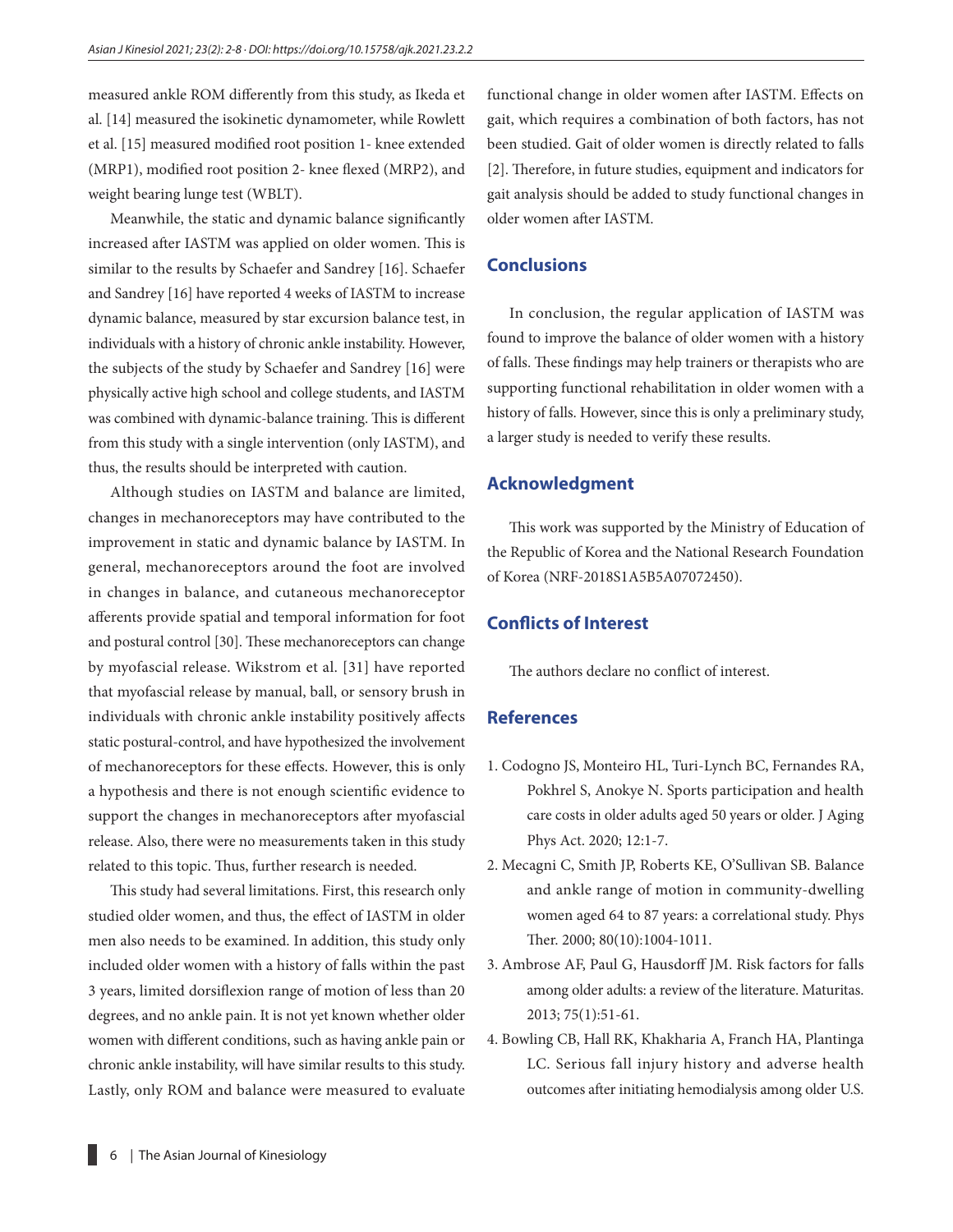measured ankle ROM differently from this study, as Ikeda et al. [14] measured the isokinetic dynamometer, while Rowlett et al. [15] measured modified root position 1- knee extended (MRP1), modified root position 2- knee flexed (MRP2), and weight bearing lunge test (WBLT).

Meanwhile, the static and dynamic balance significantly increased after IASTM was applied on older women. This is similar to the results by Schaefer and Sandrey [16]. Schaefer and Sandrey [16] have reported 4 weeks of IASTM to increase dynamic balance, measured by star excursion balance test, in individuals with a history of chronic ankle instability. However, the subjects of the study by Schaefer and Sandrey [16] were physically active high school and college students, and IASTM was combined with dynamic-balance training. This is different from this study with a single intervention (only IASTM), and thus, the results should be interpreted with caution.

Although studies on IASTM and balance are limited, changes in mechanoreceptors may have contributed to the improvement in static and dynamic balance by IASTM. In general, mechanoreceptors around the foot are involved in changes in balance, and cutaneous mechanoreceptor afferents provide spatial and temporal information for foot and postural control [30]. These mechanoreceptors can change by myofascial release. Wikstrom et al. [31] have reported that myofascial release by manual, ball, or sensory brush in individuals with chronic ankle instability positively affects static postural-control, and have hypothesized the involvement of mechanoreceptors for these effects. However, this is only a hypothesis and there is not enough scientific evidence to support the changes in mechanoreceptors after myofascial release. Also, there were no measurements taken in this study related to this topic. Thus, further research is needed.

This study had several limitations. First, this research only studied older women, and thus, the effect of IASTM in older men also needs to be examined. In addition, this study only included older women with a history of falls within the past 3 years, limited dorsiflexion range of motion of less than 20 degrees, and no ankle pain. It is not yet known whether older women with different conditions, such as having ankle pain or chronic ankle instability, will have similar results to this study. Lastly, only ROM and balance were measured to evaluate functional change in older women after IASTM. Effects on gait, which requires a combination of both factors, has not been studied. Gait of older women is directly related to falls [2]. Therefore, in future studies, equipment and indicators for gait analysis should be added to study functional changes in older women after IASTM.

## Conclusions

In conclusion, the regular application of IASTM was found to improve the balance of older women with a history of falls. These findings may help trainers or therapists who are supporting functional rehabilitation in older women with a history of falls. However, since this is only a preliminary study, a larger study is needed to verify these results.

## Acknowledgment

This work was supported by the Ministry of Education of the Republic of Korea and the National Research Foundation of Korea (NRF-2018S1A5B5A07072450).

## Conflicts of Interest

The authors declare no conflict of interest.

## References

1. Codogno JS, Monteiro HL, Turi-Lynch BC, Fernandes RA, Pokhrel S, Anokye N. Sports participation and health care costs in older adults aged 50 years or older. J Aging Phys Act. 2020; 12:1-7.
2. Mecagni C, Smith JP, Roberts KE, O'Sullivan SB. Balance and ankle range of motion in community-dwelling women aged 64 to 87 years: a correlational study. Phys Ther. 2000; 80(10):1004-1011.
3. Ambrose AF, Paul G, Hausdorff JM. Risk factors for falls among older adults: a review of the literature. Maturitas. 2013; 75(1):51-61.
4. Bowling CB, Hall RK, Khakharia A, Franch HA, Plantinga LC. Serious fall injury history and adverse health outcomes after initiating hemodialysis among older U.S.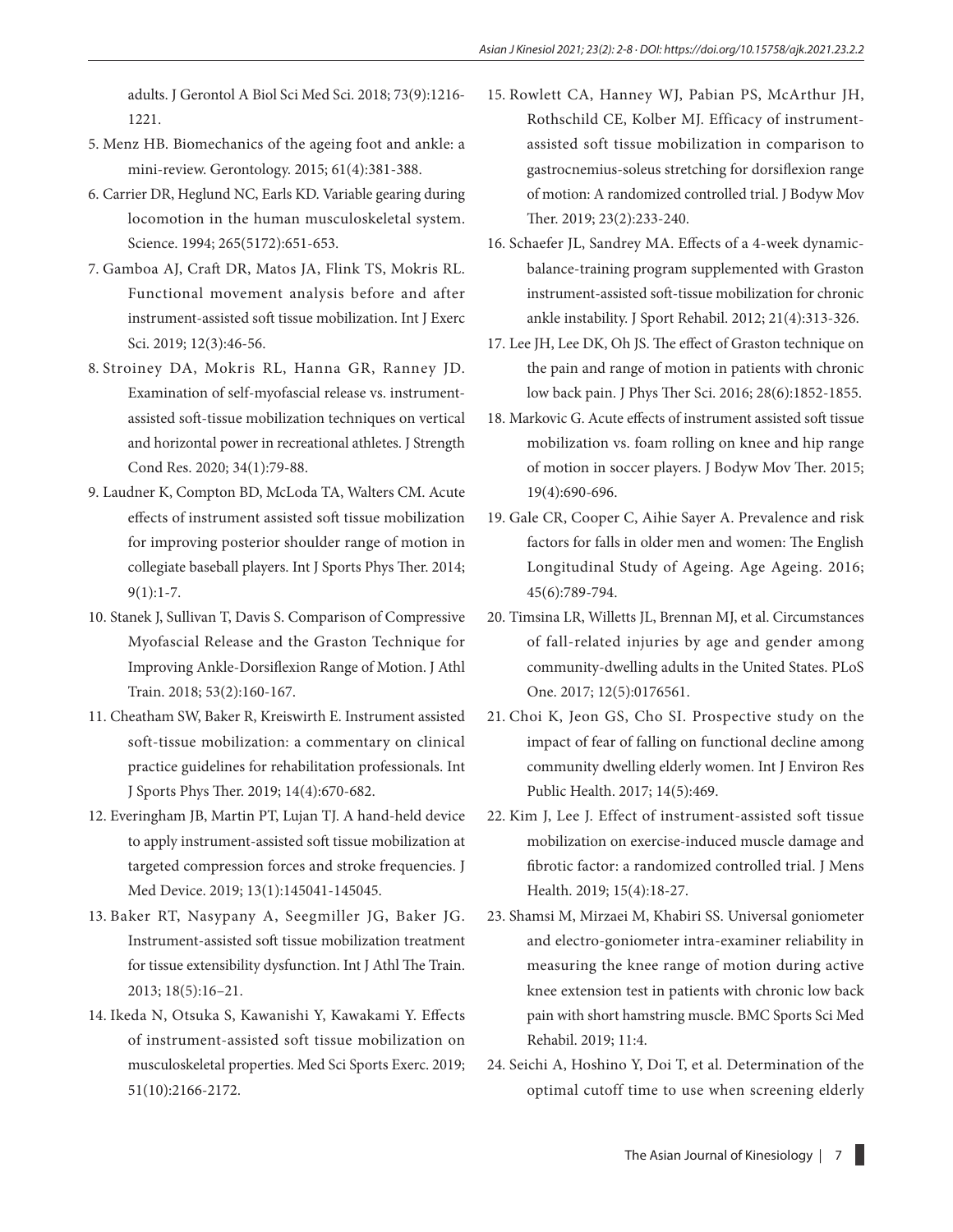adults. J Gerontol A Biol Sci Med Sci. 2018; 73(9):1216-1221.

5. Menz HB. Biomechanics of the ageing foot and ankle: a mini-review. Gerontology. 2015; 61(4):381-388.
6. Carrier DR, Heglund NC, Earls KD. Variable gearing during locomotion in the human musculoskeletal system. Science. 1994; 265(5172):651-653.
7. Gamboa AJ, Craft DR, Matos JA, Flink TS, Mokris RL. Functional movement analysis before and after instrument-assisted soft tissue mobilization. Int J Exerc Sci. 2019; 12(3):46-56.
8. Stroiney DA, Mokris RL, Hanna GR, Ranney JD. Examination of self-myofascial release vs. instrument-assisted soft-tissue mobilization techniques on vertical and horizontal power in recreational athletes. J Strength Cond Res. 2020; 34(1):79-88.
9. Laudner K, Compton BD, McLoda TA, Walters CM. Acute effects of instrument assisted soft tissue mobilization for improving posterior shoulder range of motion in collegiate baseball players. Int J Sports Phys Ther. 2014; 9(1):1-7.
10. Stanek J, Sullivan T, Davis S. Comparison of Compressive Myofascial Release and the Graston Technique for Improving Ankle-Dorsiflexion Range of Motion. J Athl Train. 2018; 53(2):160-167.
11. Cheatham SW, Baker R, Kreiswirth E. Instrument assisted soft-tissue mobilization: a commentary on clinical practice guidelines for rehabilitation professionals. Int J Sports Phys Ther. 2019; 14(4):670-682.
12. Everingham JB, Martin PT, Lujan TJ. A hand-held device to apply instrument-assisted soft tissue mobilization at targeted compression forces and stroke frequencies. J Med Device. 2019; 13(1):145041-145045.
13. Baker RT, Nasypany A, Seegmiller JG, Baker JG. Instrument-assisted soft tissue mobilization treatment for tissue extensibility dysfunction. Int J Athl The Train. 2013; 18(5):16–21.
14. Ikeda N, Otsuka S, Kawanishi Y, Kawakami Y. Effects of instrument-assisted soft tissue mobilization on musculoskeletal properties. Med Sci Sports Exerc. 2019; 51(10):2166-2172.
15. Rowlett CA, Hanney WJ, Pabian PS, McArthur JH, Rothschild CE, Kolber MJ. Efficacy of instrument-assisted soft tissue mobilization in comparison to gastrocnemius-soleus stretching for dorsiflexion range of motion: A randomized controlled trial. J Bodyw Mov Ther. 2019; 23(2):233-240.
16. Schaefer JL, Sandrey MA. Effects of a 4-week dynamic-balance-training program supplemented with Graston instrument-assisted soft-tissue mobilization for chronic ankle instability. J Sport Rehabil. 2012; 21(4):313-326.
17. Lee JH, Lee DK, Oh JS. The effect of Graston technique on the pain and range of motion in patients with chronic low back pain. J Phys Ther Sci. 2016; 28(6):1852-1855.
18. Markovic G. Acute effects of instrument assisted soft tissue mobilization vs. foam rolling on knee and hip range of motion in soccer players. J Bodyw Mov Ther. 2015; 19(4):690-696.
19. Gale CR, Cooper C, Aihie Sayer A. Prevalence and risk factors for falls in older men and women: The English Longitudinal Study of Ageing. Age Ageing. 2016; 45(6):789-794.
20. Timsina LR, Willetts JL, Brennan MJ, et al. Circumstances of fall-related injuries by age and gender among community-dwelling adults in the United States. PLoS One. 2017; 12(5):0176561.
21. Choi K, Jeon GS, Cho SI. Prospective study on the impact of fear of falling on functional decline among community dwelling elderly women. Int J Environ Res Public Health. 2017; 14(5):469.
22. Kim J, Lee J. Effect of instrument-assisted soft tissue mobilization on exercise-induced muscle damage and fibrotic factor: a randomized controlled trial. J Mens Health. 2019; 15(4):18-27.
23. Shamsi M, Mirzaei M, Khabiri SS. Universal goniometer and electro-goniometer intra-examiner reliability in measuring the knee range of motion during active knee extension test in patients with chronic low back pain with short hamstring muscle. BMC Sports Sci Med Rehabil. 2019; 11:4.
24. Seichi A, Hoshino Y, Doi T, et al. Determination of the optimal cutoff time to use when screening elderly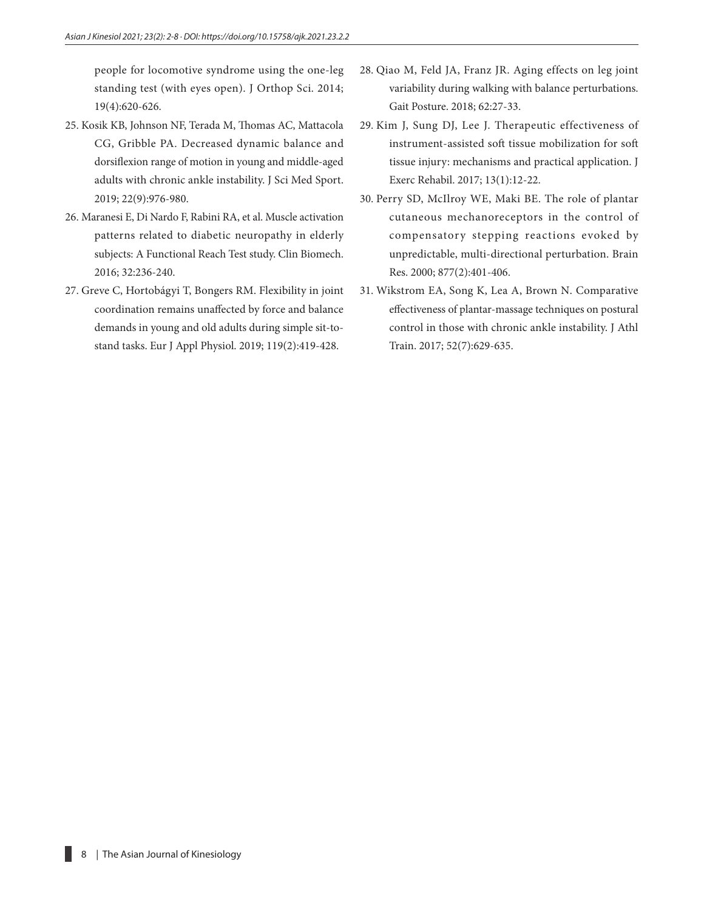people for locomotive syndrome using the one-leg standing test (with eyes open). J Orthop Sci. 2014; 19(4):620-626.

25. Kosik KB, Johnson NF, Terada M, Thomas AC, Mattacola CG, Gribble PA. Decreased dynamic balance and dorsiflexion range of motion in young and middle-aged adults with chronic ankle instability. J Sci Med Sport. 2019; 22(9):976-980.
26. Maranesi E, Di Nardo F, Rabini RA, et al. Muscle activation patterns related to diabetic neuropathy in elderly subjects: A Functional Reach Test study. Clin Biomech. 2016; 32:236-240.
27. Greve C, Hortobágyi T, Bongers RM. Flexibility in joint coordination remains unaffected by force and balance demands in young and old adults during simple sit-to-stand tasks. Eur J Appl Physiol. 2019; 119(2):419-428.
28. Qiao M, Feld JA, Franz JR. Aging effects on leg joint variability during walking with balance perturbations. Gait Posture. 2018; 62:27-33.
29. Kim J, Sung DJ, Lee J. Therapeutic effectiveness of instrument-assisted soft tissue mobilization for soft tissue injury: mechanisms and practical application. J Exerc Rehabil. 2017; 13(1):12-22.
30. Perry SD, McIlroy WE, Maki BE. The role of plantar cutaneous mechanoreceptors in the control of compensatory stepping reactions evoked by unpredictable, multi-directional perturbation. Brain Res. 2000; 877(2):401-406.
31. Wikstrom EA, Song K, Lea A, Brown N. Comparative effectiveness of plantar-massage techniques on postural control in those with chronic ankle instability. J Athl Train. 2017; 52(7):629-635.